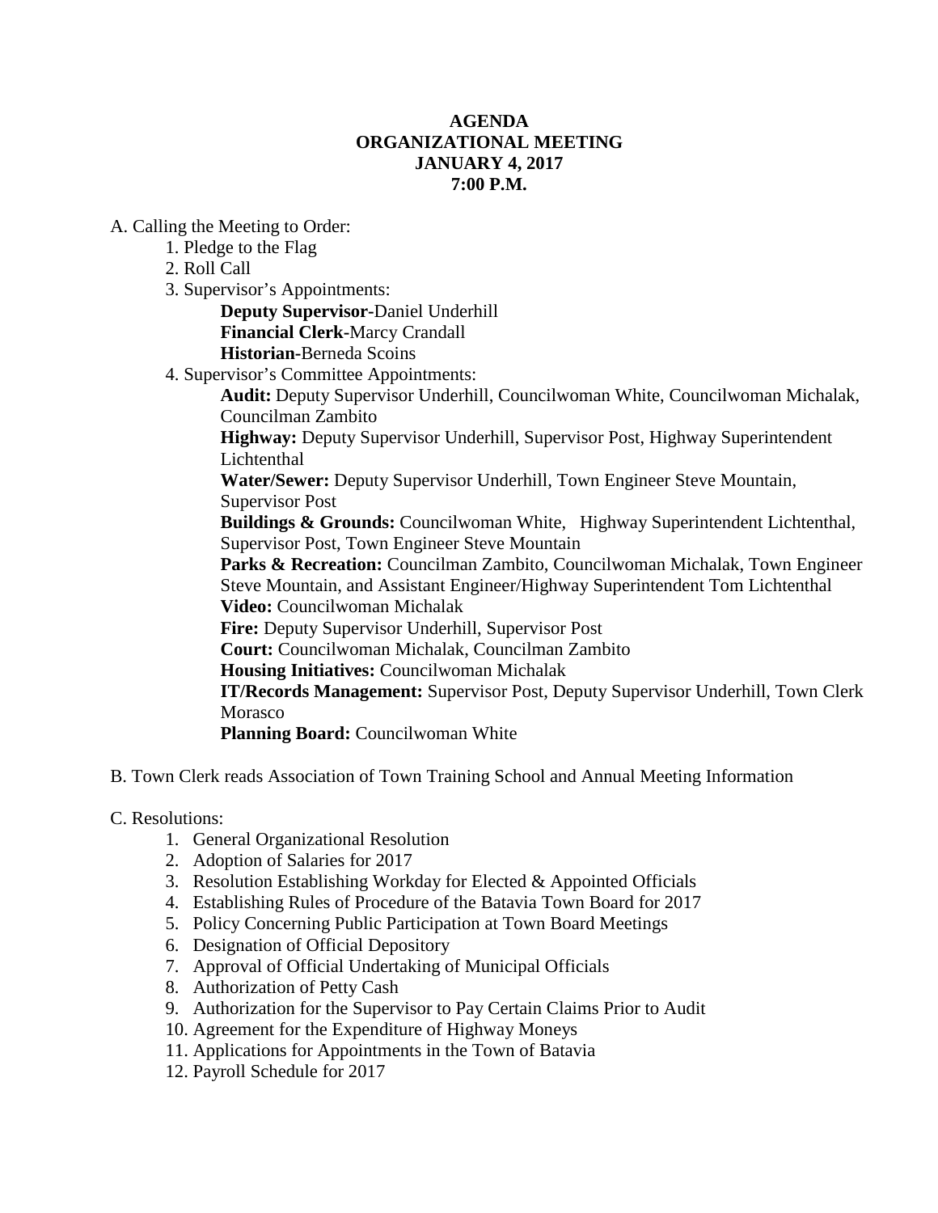# AGENDA
# ORGANIZATIONAL MEETING
# JANUARY 4, 2017
# 7:00 P.M.

A. Calling the Meeting to Order:

1. Pledge to the Flag
2. Roll Call
3. Supervisor's Appointments:

   **Deputy Supervisor-**Daniel Underhill
   **Financial Clerk-**Marcy Crandall
   **Historian-**Berneda Scoins

4. Supervisor's Committee Appointments:

   **Audit:** Deputy Supervisor Underhill, Councilwoman White, Councilwoman Michalak, Councilman Zambito
   **Highway:** Deputy Supervisor Underhill, Supervisor Post, Highway Superintendent Lichtenthal
   **Water/Sewer:** Deputy Supervisor Underhill, Town Engineer Steve Mountain, Supervisor Post
   **Buildings & Grounds:** Councilwoman White, Highway Superintendent Lichtenthal, Supervisor Post, Town Engineer Steve Mountain
   **Parks & Recreation:** Councilman Zambito, Councilwoman Michalak, Town Engineer Steve Mountain, and Assistant Engineer/Highway Superintendent Tom Lichtenthal
   **Video:** Councilwoman Michalak
   **Fire:** Deputy Supervisor Underhill, Supervisor Post
   **Court:** Councilwoman Michalak, Councilman Zambito
   **Housing Initiatives:** Councilwoman Michalak
   **IT/Records Management:** Supervisor Post, Deputy Supervisor Underhill, Town Clerk Morasco
   **Planning Board:** Councilwoman White

B. Town Clerk reads Association of Town Training School and Annual Meeting Information

C. Resolutions:

1. General Organizational Resolution
2. Adoption of Salaries for 2017
3. Resolution Establishing Workday for Elected & Appointed Officials
4. Establishing Rules of Procedure of the Batavia Town Board for 2017
5. Policy Concerning Public Participation at Town Board Meetings
6. Designation of Official Depository
7. Approval of Official Undertaking of Municipal Officials
8. Authorization of Petty Cash
9. Authorization for the Supervisor to Pay Certain Claims Prior to Audit
10. Agreement for the Expenditure of Highway Moneys
11. Applications for Appointments in the Town of Batavia
12. Payroll Schedule for 2017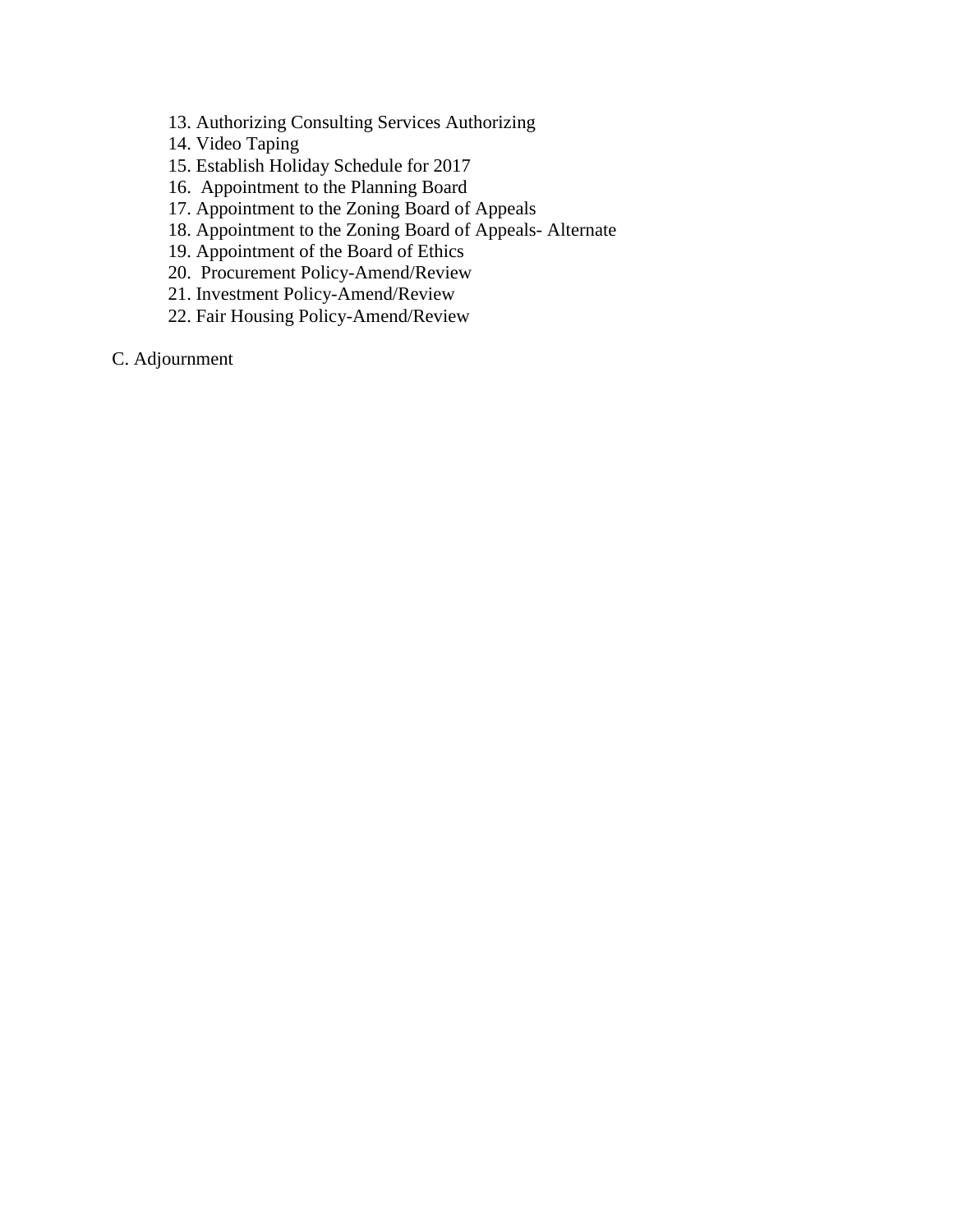13. Authorizing Consulting Services Authorizing
14. Video Taping
15. Establish Holiday Schedule for 2017
16. Appointment to the Planning Board
17. Appointment to the Zoning Board of Appeals
18. Appointment to the Zoning Board of Appeals- Alternate
19. Appointment of the Board of Ethics
20. Procurement Policy-Amend/Review
21. Investment Policy-Amend/Review
22. Fair Housing Policy-Amend/Review

C. Adjournment